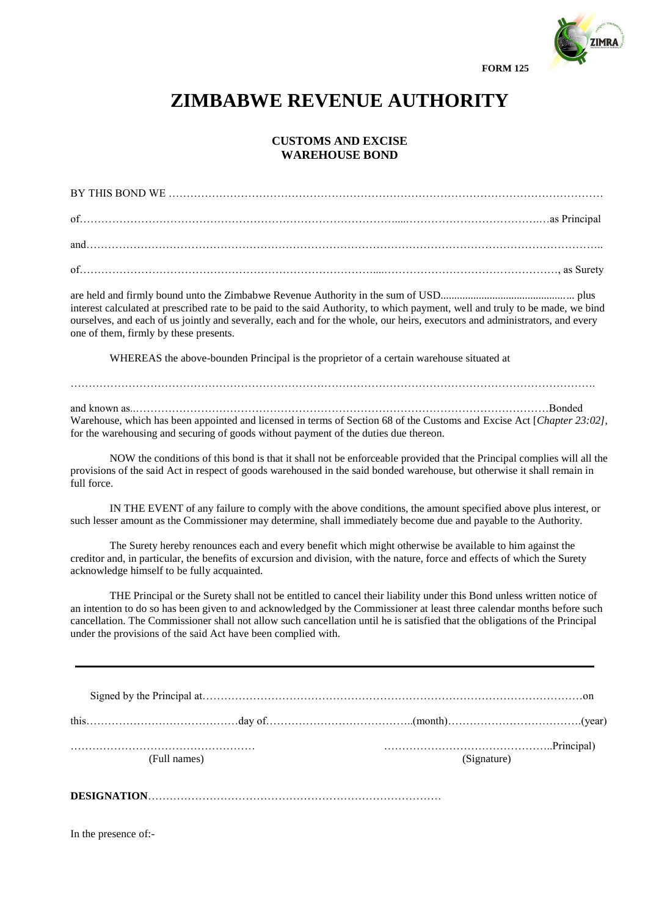FORM 125

# ZIMBABWE REVENUE AUTHORITY

## CUSTOMS AND EXCISE
## WAREHOUSE BOND

BY THIS BOND WE ……………………………………………………………………………………………………………

of…………………………………………………………………………….....…………………………….…as Principal

and………………………………………………………………………………………………………………………..

of……………………………………………………………………....……………………………………, as Surety

are held and firmly bound unto the Zimbabwe Revenue Authority in the sum of USD................................................ plus interest calculated at prescribed rate to be paid to the said Authority, to which payment, well and truly to be made, we bind ourselves, and each of us jointly and severally, each and for the whole, our heirs, executors and administrators, and every one of them, firmly by these presents.

WHEREAS the above-bounden Principal is the proprietor of a certain warehouse situated at

……………………………………………………………………………………………………………………….

and known as..……………………………………………………………………………………………Bonded Warehouse, which has been appointed and licensed in terms of Section 68 of the Customs and Excise Act [*Chapter 23:02]*, for the warehousing and securing of goods without payment of the duties due thereon.

NOW the conditions of this bond is that it shall not be enforceable provided that the Principal complies will all the provisions of the said Act in respect of goods warehoused in the said bonded warehouse, but otherwise it shall remain in full force.

IN THE EVENT of any failure to comply with the above conditions, the amount specified above plus interest, or such lesser amount as the Commissioner may determine, shall immediately become due and payable to the Authority.

The Surety hereby renounces each and every benefit which might otherwise be available to him against the creditor and, in particular, the benefits of excursion and division, with the nature, force and effects of which the Surety acknowledge himself to be fully acquainted.

THE Principal or the Surety shall not be entitled to cancel their liability under this Bond unless written notice of an intention to do so has been given to and acknowledged by the Commissioner at least three calendar months before such cancellation. The Commissioner shall not allow such cancellation until he is satisfied that the obligations of the Principal under the provisions of the said Act have been complied with.

---

Signed by the Principal at………………………………………………………………………………………on

this……………………………………day of…………………………………..(month)……………………………….(year)

……………………………………………  ………………………………………..Principal)
(Full names)  (Signature)

**DESIGNATION**………………………………………………………………………

In the presence of:-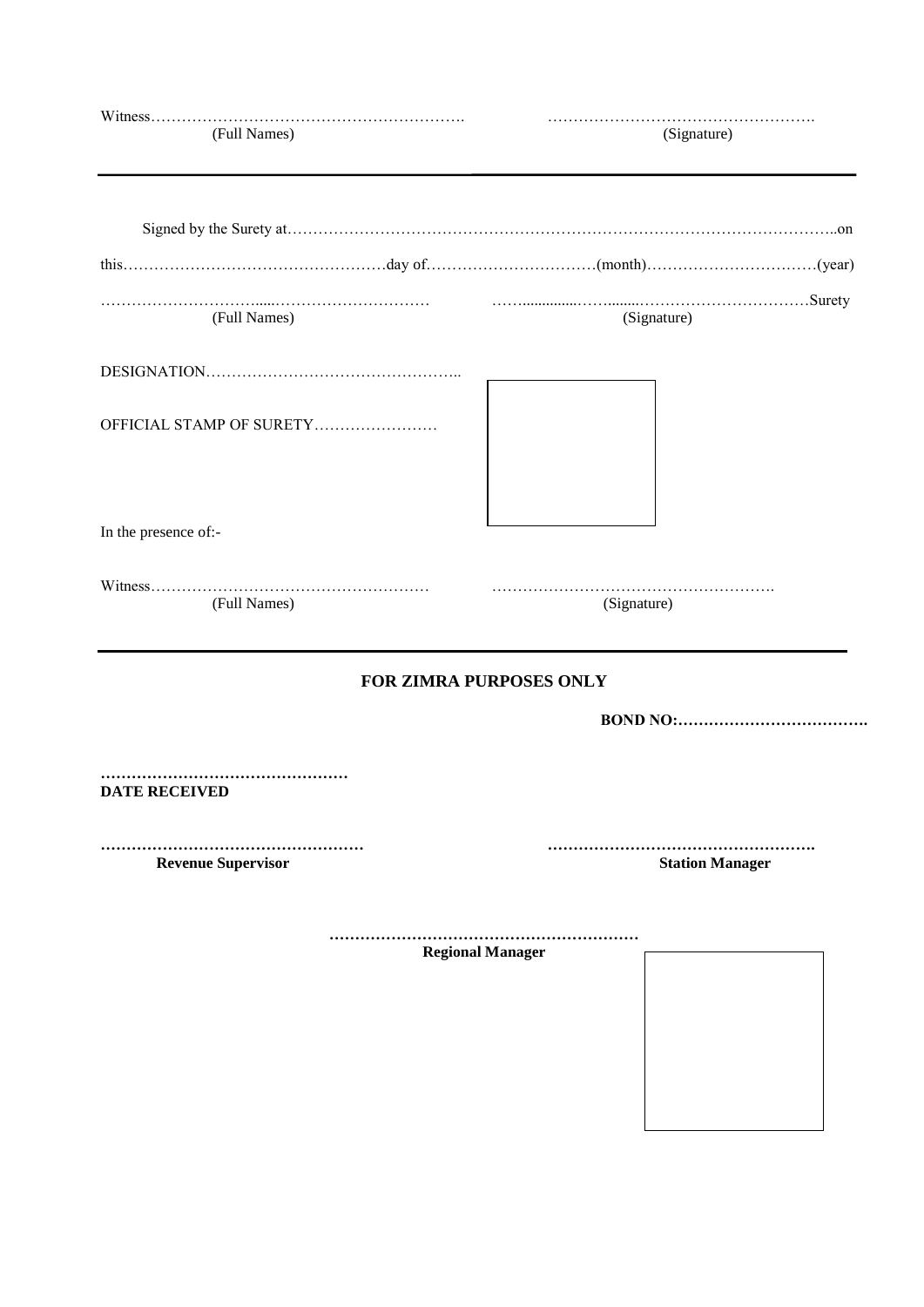Witness…………………………………………………….                    …………………………………………….
(Full Names)                                                                                    (Signature)

---

Signed by the Surety at……………………………………………………………………………………………..on

this…………………………………………….day of……………………………(month)……………………………(year)

…………………………......…………………………           …….............……........……………………………Surety
(Full Names)                                                                                    (Signature)

DESIGNATION…………………………………………..

OFFICIAL STAMP OF SURETY……………………

In the presence of:-

Witness………………………………………………           …………………………………………….
(Full Names)                                                                                    (Signature)

---

**FOR ZIMRA PURPOSES ONLY**

**BOND NO:……………………………….**

**…………………………………………**
**DATE RECEIVED**

**……………………………………………**                    **…………………………………………….**
**Revenue Supervisor**                                                    **Station Manager**

**……………………………………………………**
**Regional Manager**